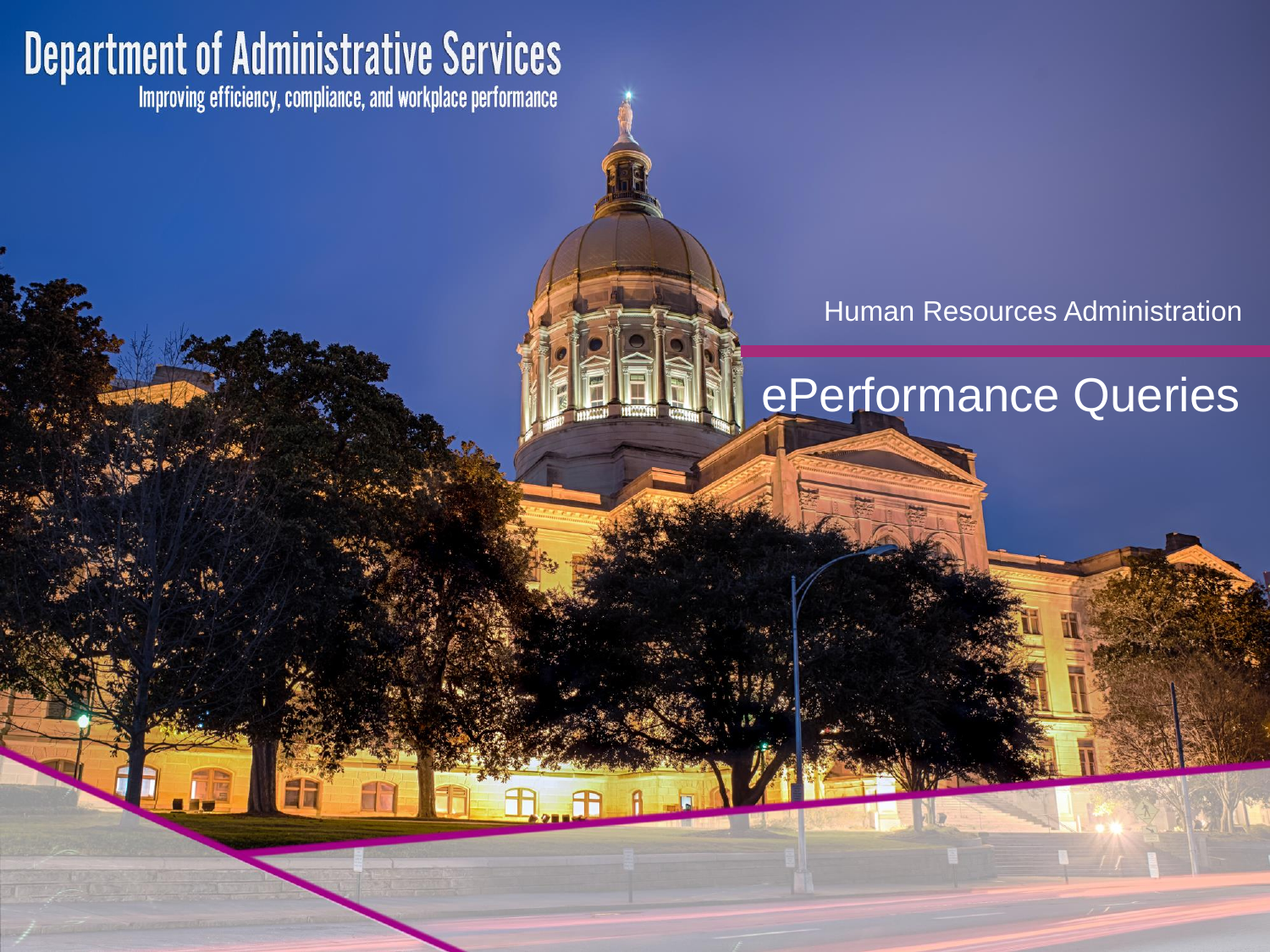# Department of Administrative Services

Improving efficiency, compliance, and workplace performance

Human Resources Administration

## ePerformance Queries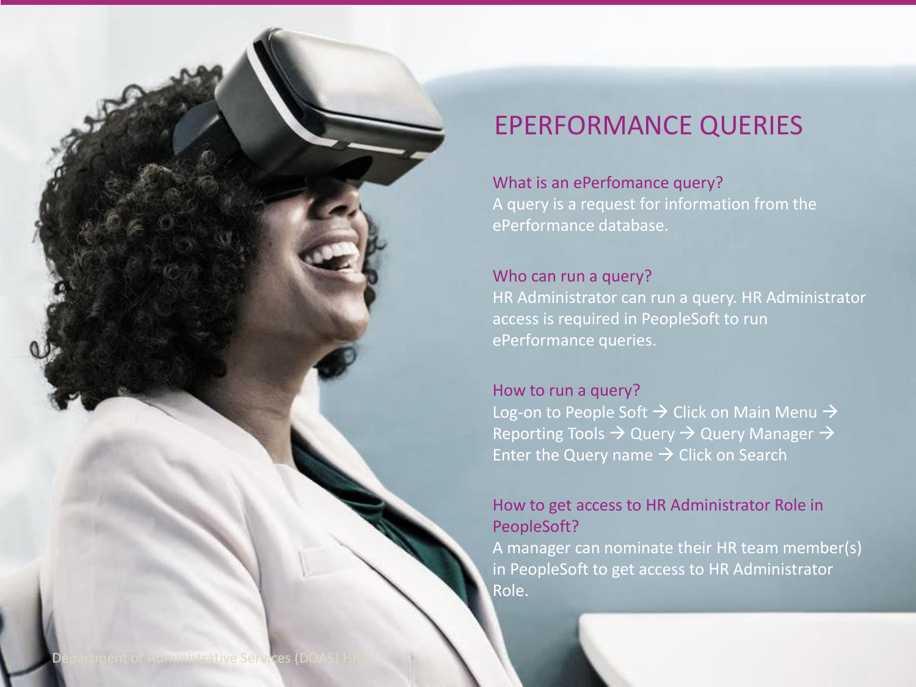# EPERFORMANCE QUERIES

**What is an ePerfomance query?**
A query is a request for information from the ePerformance database.

**Who can run a query?**
HR Administrator can run a query. HR Administrator access is required in PeopleSoft to run ePerformance queries.

**How to run a query?**
Log-on to People Soft → Click on Main Menu → Reporting Tools → Query → Query Manager → Enter the Query name → Click on Search

**How to get access to HR Administrator Role in PeopleSoft?**
A manager can nominate their HR team member(s) in PeopleSoft to get access to HR Administrator Role.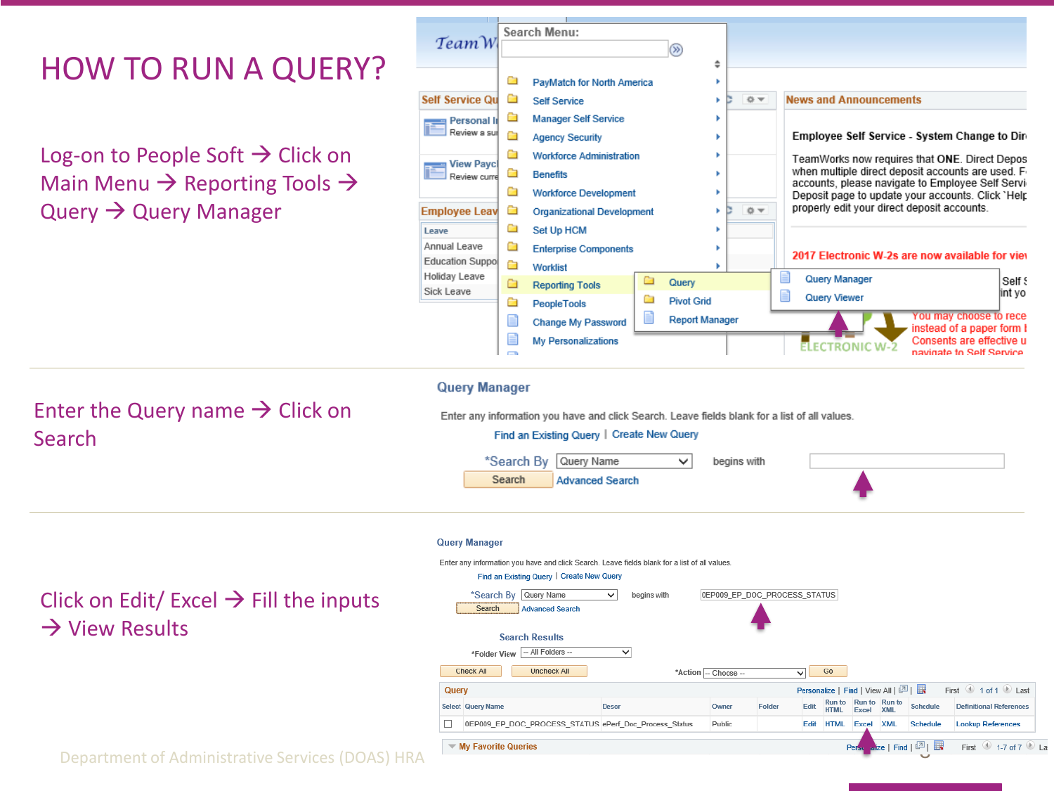# HOW TO RUN A QUERY?

Log-on to People Soft → Click on Main Menu → Reporting Tools → Query → Query Manager

Enter the Query name → Click on Search

Click on Edit/ Excel → Fill the inputs → View Results

Department of Administrative Services (DOAS) HRA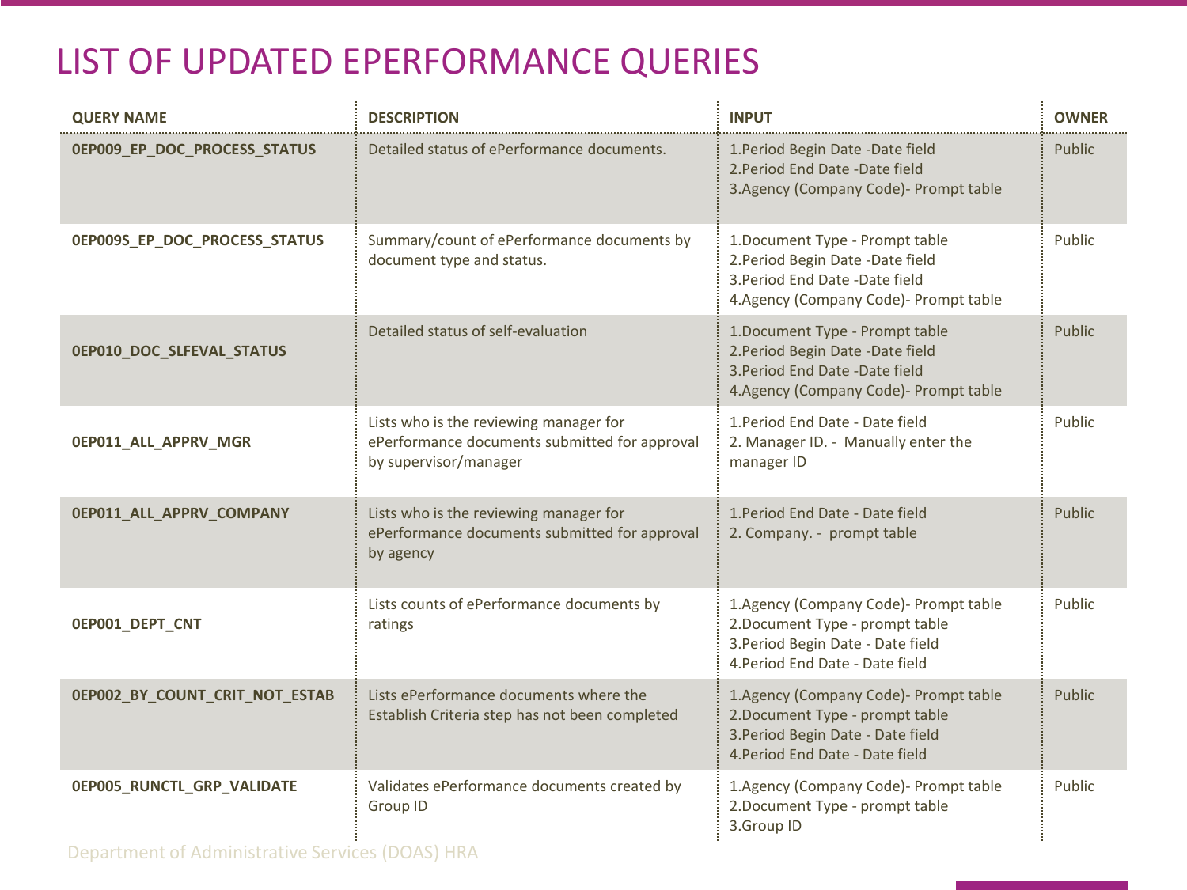# LIST OF UPDATED EPERFORMANCE QUERIES

| QUERY NAME | DESCRIPTION | INPUT | OWNER |
|---|---|---|---|
| **0EP009_EP_DOC_PROCESS_STATUS** | Detailed status of ePerformance documents. | 1.Period Begin Date -Date field<br>2.Period End Date -Date field<br>3.Agency (Company Code)- Prompt table | Public |
| **0EP009S_EP_DOC_PROCESS_STATUS** | Summary/count of ePerformance documents by document type and status. | 1.Document Type - Prompt table<br>2.Period Begin Date -Date field<br>3.Period End Date -Date field<br>4.Agency (Company Code)- Prompt table | Public |
| **0EP010_DOC_SLFEVAL_STATUS** | Detailed status of self-evaluation | 1.Document Type - Prompt table<br>2.Period Begin Date -Date field<br>3.Period End Date -Date field<br>4.Agency (Company Code)- Prompt table | Public |
| **0EP011_ALL_APPRV_MGR** | Lists who is the reviewing manager for ePerformance documents submitted for approval by supervisor/manager | 1.Period End Date - Date field<br>2. Manager ID. - Manually enter the manager ID | Public |
| **0EP011_ALL_APPRV_COMPANY** | Lists who is the reviewing manager for ePerformance documents submitted for approval by agency | 1.Period End Date - Date field<br>2. Company. - prompt table | Public |
| **0EP001_DEPT_CNT** | Lists counts of ePerformance documents by ratings | 1.Agency (Company Code)- Prompt table<br>2.Document Type - prompt table<br>3.Period Begin Date - Date field<br>4.Period End Date - Date field | Public |
| **0EP002_BY_COUNT_CRIT_NOT_ESTAB** | Lists ePerformance documents where the Establish Criteria step has not been completed | 1.Agency (Company Code)- Prompt table<br>2.Document Type - prompt table<br>3.Period Begin Date - Date field<br>4.Period End Date - Date field | Public |
| **0EP005_RUNCTL_GRP_VALIDATE** | Validates ePerformance documents created by Group ID | 1.Agency (Company Code)- Prompt table<br>2.Document Type - prompt table<br>3.Group ID | Public |